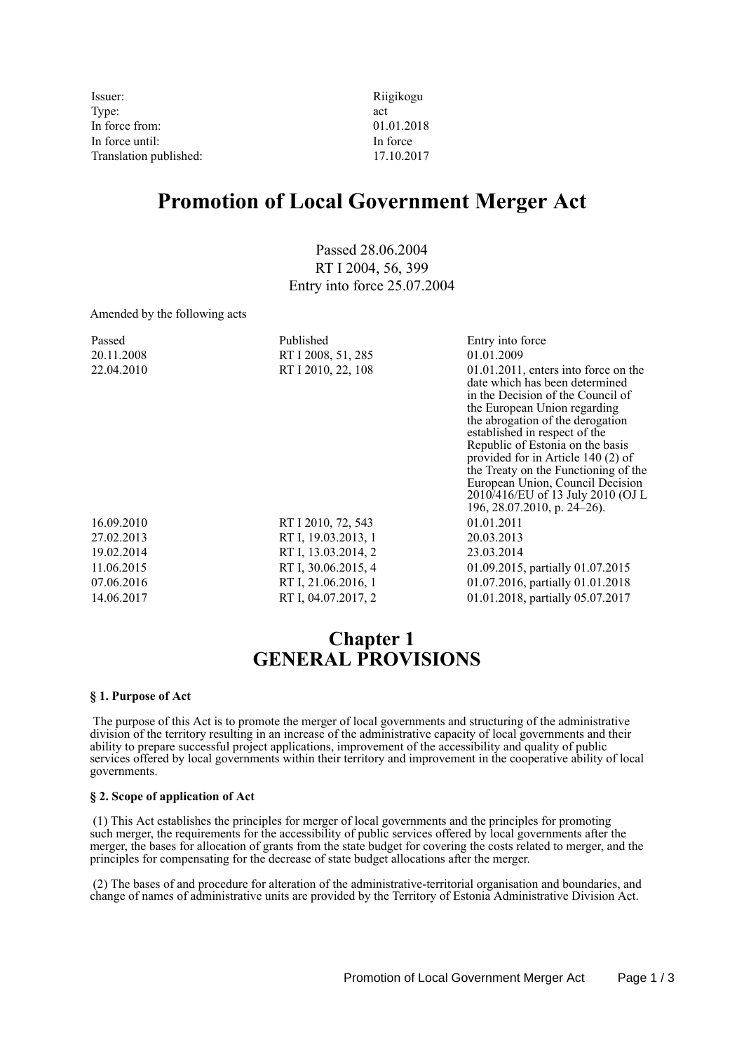| | |
|---|---|
| Issuer: | Riigikogu |
| Type: | act |
| In force from: | 01.01.2018 |
| In force until: | In force |
| Translation published: | 17.10.2017 |

# Promotion of Local Government Merger Act

Passed 28.06.2004
RT I 2004, 56, 399
Entry into force 25.07.2004

Amended by the following acts

| Passed | Published | Entry into force |
|---|---|---|
| 20.11.2008 | RT I 2008, 51, 285 | 01.01.2009 |
| 22.04.2010 | RT I 2010, 22, 108 | 01.01.2011, enters into force on the date which has been determined in the Decision of the Council of the European Union regarding the abrogation of the derogation established in respect of the Republic of Estonia on the basis provided for in Article 140 (2) of the Treaty on the Functioning of the European Union, Council Decision 2010/416/EU of 13 July 2010 (OJ L 196, 28.07.2010, p. 24–26). |
| 16.09.2010 | RT I 2010, 72, 543 | 01.01.2011 |
| 27.02.2013 | RT I, 19.03.2013, 1 | 20.03.2013 |
| 19.02.2014 | RT I, 13.03.2014, 2 | 23.03.2014 |
| 11.06.2015 | RT I, 30.06.2015, 4 | 01.09.2015, partially 01.07.2015 |
| 07.06.2016 | RT I, 21.06.2016, 1 | 01.07.2016, partially 01.01.2018 |
| 14.06.2017 | RT I, 04.07.2017, 2 | 01.01.2018, partially 05.07.2017 |

## Chapter 1
## GENERAL PROVISIONS

**§ 1. Purpose of Act**

The purpose of this Act is to promote the merger of local governments and structuring of the administrative division of the territory resulting in an increase of the administrative capacity of local governments and their ability to prepare successful project applications, improvement of the accessibility and quality of public services offered by local governments within their territory and improvement in the cooperative ability of local governments.

**§ 2. Scope of application of Act**

(1) This Act establishes the principles for merger of local governments and the principles for promoting such merger, the requirements for the accessibility of public services offered by local governments after the merger, the bases for allocation of grants from the state budget for covering the costs related to merger, and the principles for compensating for the decrease of state budget allocations after the merger.

(2) The bases of and procedure for alteration of the administrative-territorial organisation and boundaries, and change of names of administrative units are provided by the Territory of Estonia Administrative Division Act.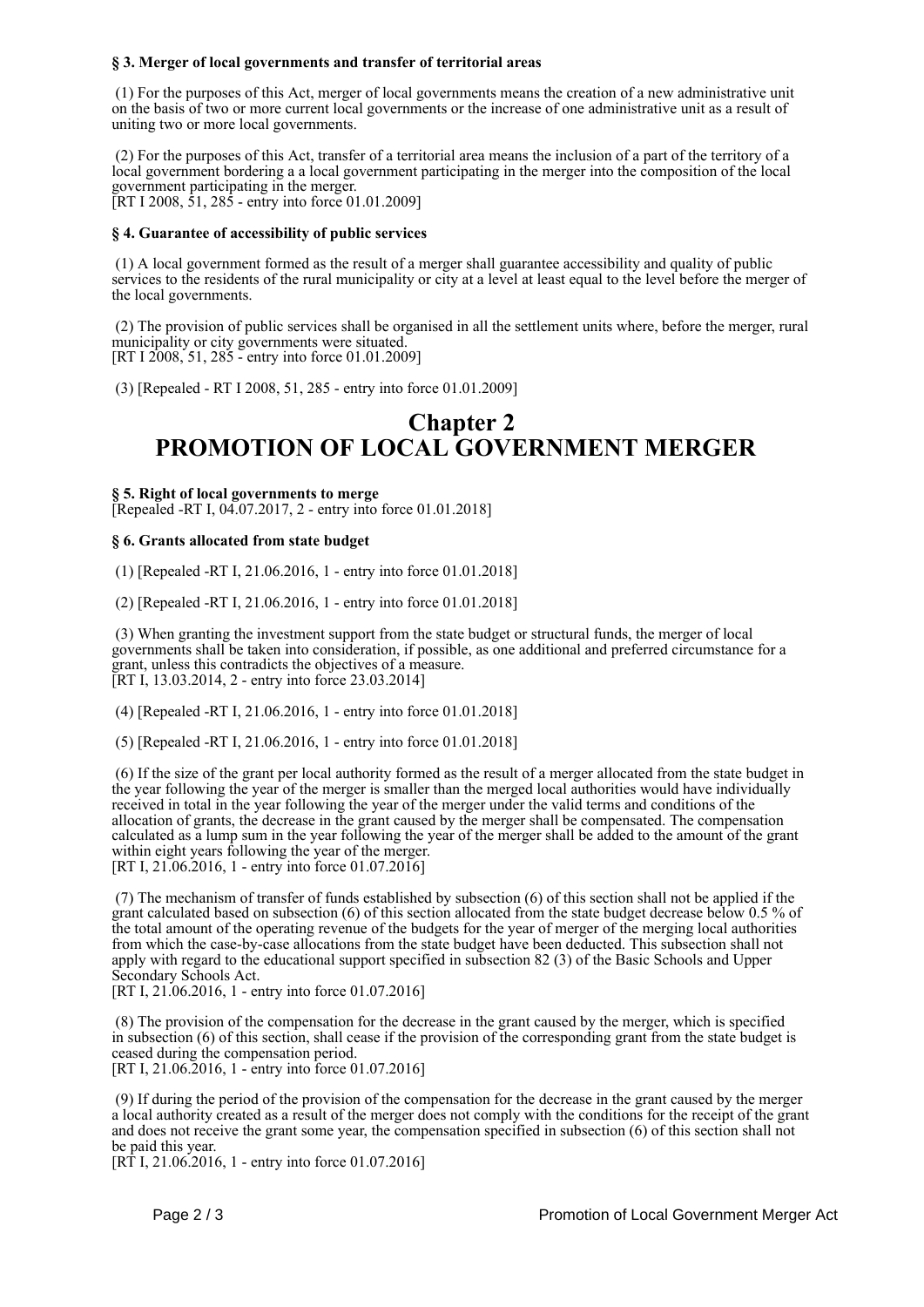**§ 3. Merger of local governments and transfer of territorial areas**

(1) For the purposes of this Act, merger of local governments means the creation of a new administrative unit on the basis of two or more current local governments or the increase of one administrative unit as a result of uniting two or more local governments.

(2) For the purposes of this Act, transfer of a territorial area means the inclusion of a part of the territory of a local government bordering a a local government participating in the merger into the composition of the local government participating in the merger.
[RT I 2008, 51, 285 - entry into force 01.01.2009]

**§ 4. Guarantee of accessibility of public services**

(1) A local government formed as the result of a merger shall guarantee accessibility and quality of public services to the residents of the rural municipality or city at a level at least equal to the level before the merger of the local governments.

(2) The provision of public services shall be organised in all the settlement units where, before the merger, rural municipality or city governments were situated.
[RT I 2008, 51, 285 - entry into force 01.01.2009]

(3) [Repealed - RT I 2008, 51, 285 - entry into force 01.01.2009]

# Chapter 2
# PROMOTION OF LOCAL GOVERNMENT MERGER

**§ 5. Right of local governments to merge**
[Repealed -RT I, 04.07.2017, 2 - entry into force 01.01.2018]

**§ 6. Grants allocated from state budget**

(1) [Repealed -RT I, 21.06.2016, 1 - entry into force 01.01.2018]

(2) [Repealed -RT I, 21.06.2016, 1 - entry into force 01.01.2018]

(3) When granting the investment support from the state budget or structural funds, the merger of local governments shall be taken into consideration, if possible, as one additional and preferred circumstance for a grant, unless this contradicts the objectives of a measure.
[RT I, 13.03.2014, 2 - entry into force 23.03.2014]

(4) [Repealed -RT I, 21.06.2016, 1 - entry into force 01.01.2018]

(5) [Repealed -RT I, 21.06.2016, 1 - entry into force 01.01.2018]

(6) If the size of the grant per local authority formed as the result of a merger allocated from the state budget in the year following the year of the merger is smaller than the merged local authorities would have individually received in total in the year following the year of the merger under the valid terms and conditions of the allocation of grants, the decrease in the grant caused by the merger shall be compensated. The compensation calculated as a lump sum in the year following the year of the merger shall be added to the amount of the grant within eight years following the year of the merger.
[RT I, 21.06.2016, 1 - entry into force 01.07.2016]

(7) The mechanism of transfer of funds established by subsection (6) of this section shall not be applied if the grant calculated based on subsection (6) of this section allocated from the state budget decrease below 0.5 % of the total amount of the operating revenue of the budgets for the year of merger of the merging local authorities from which the case-by-case allocations from the state budget have been deducted. This subsection shall not apply with regard to the educational support specified in subsection 82 (3) of the Basic Schools and Upper Secondary Schools Act.
[RT I, 21.06.2016, 1 - entry into force 01.07.2016]

(8) The provision of the compensation for the decrease in the grant caused by the merger, which is specified in subsection (6) of this section, shall cease if the provision of the corresponding grant from the state budget is ceased during the compensation period.
[RT I, 21.06.2016, 1 - entry into force 01.07.2016]

(9) If during the period of the provision of the compensation for the decrease in the grant caused by the merger a local authority created as a result of the merger does not comply with the conditions for the receipt of the grant and does not receive the grant some year, the compensation specified in subsection (6) of this section shall not be paid this year.
[RT I, 21.06.2016, 1 - entry into force 01.07.2016]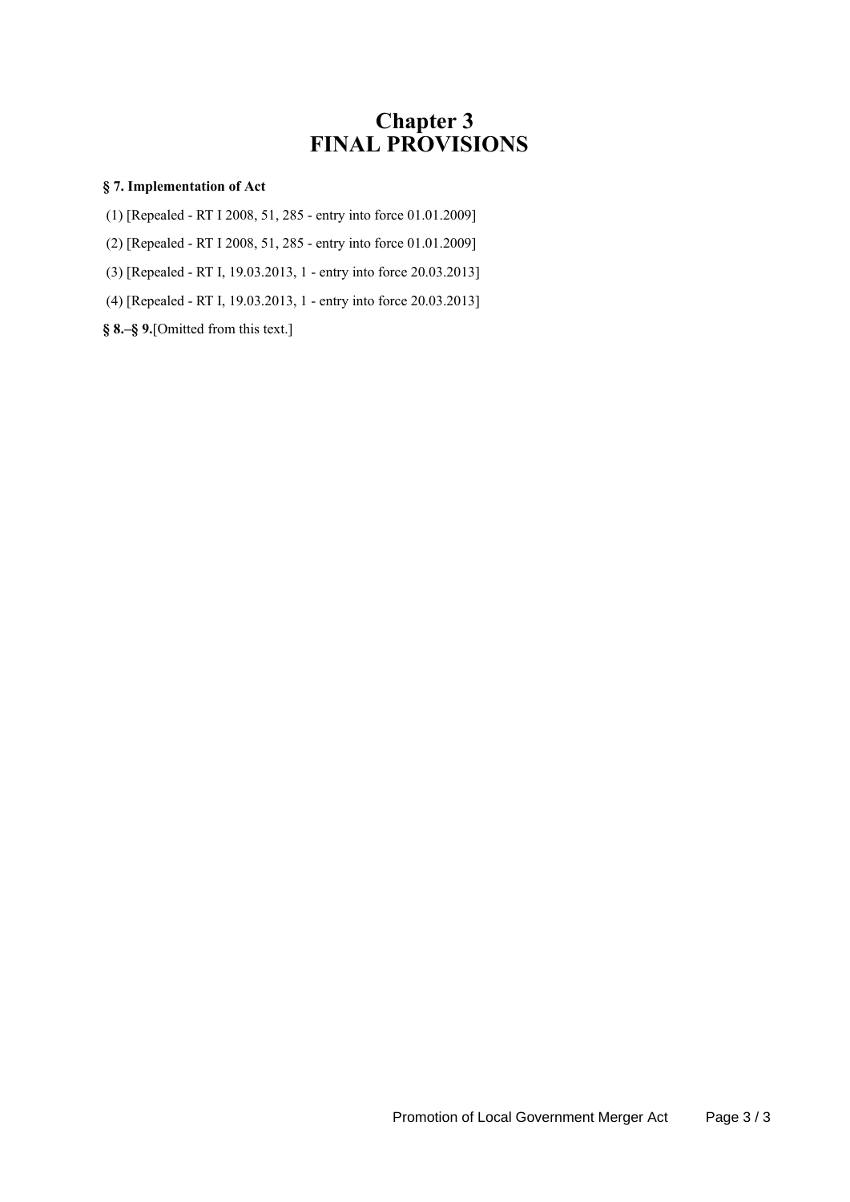# Chapter 3
# FINAL PROVISIONS

**§ 7. Implementation of Act**

(1) [Repealed - RT I 2008, 51, 285 - entry into force 01.01.2009]

(2) [Repealed - RT I 2008, 51, 285 - entry into force 01.01.2009]

(3) [Repealed - RT I, 19.03.2013, 1 - entry into force 20.03.2013]

(4) [Repealed - RT I, 19.03.2013, 1 - entry into force 20.03.2013]

**§ 8.–§ 9.**[Omitted from this text.]